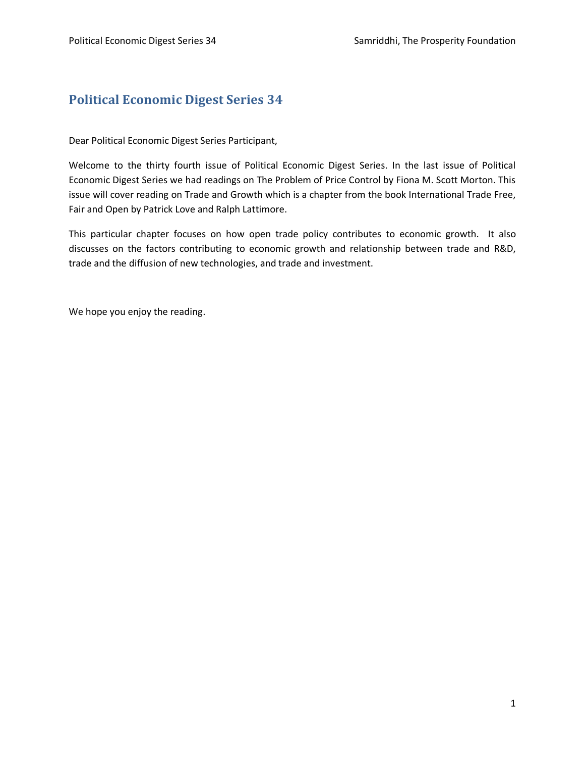# Political Economic Digest Series 34

Dear Political Economic Digest Series Participant,

Welcome to the thirty fourth issue of Political Economic Digest Series. In the last issue of Political Economic Digest Series we had readings on The Problem of Price Control by Fiona M. Scott Morton. This issue will cover reading on Trade and Growth which is a chapter from the book International Trade Free, Fair and Open by Patrick Love and Ralph Lattimore.

This particular chapter focuses on how open trade policy contributes to economic growth. It also discusses on the factors contributing to economic growth and relationship between trade and R&D, trade and the diffusion of new technologies, and trade and investment.

We hope you enjoy the reading.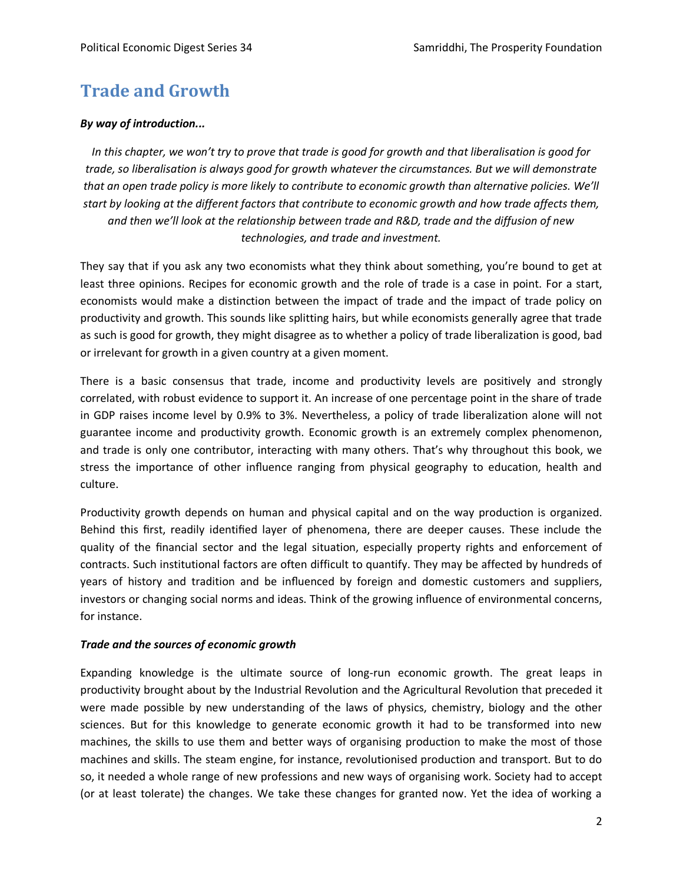# Trade and Growth

***By way of introduction...***

*In this chapter, we won't try to prove that trade is good for growth and that liberalisation is good for trade, so liberalisation is always good for growth whatever the circumstances. But we will demonstrate that an open trade policy is more likely to contribute to economic growth than alternative policies. We'll start by looking at the different factors that contribute to economic growth and how trade affects them, and then we'll look at the relationship between trade and R&D, trade and the diffusion of new technologies, and trade and investment.*

They say that if you ask any two economists what they think about something, you're bound to get at least three opinions. Recipes for economic growth and the role of trade is a case in point. For a start, economists would make a distinction between the impact of trade and the impact of trade policy on productivity and growth. This sounds like splitting hairs, but while economists generally agree that trade as such is good for growth, they might disagree as to whether a policy of trade liberalization is good, bad or irrelevant for growth in a given country at a given moment.

There is a basic consensus that trade, income and productivity levels are positively and strongly correlated, with robust evidence to support it. An increase of one percentage point in the share of trade in GDP raises income level by 0.9% to 3%. Nevertheless, a policy of trade liberalization alone will not guarantee income and productivity growth. Economic growth is an extremely complex phenomenon, and trade is only one contributor, interacting with many others. That's why throughout this book, we stress the importance of other influence ranging from physical geography to education, health and culture.

Productivity growth depends on human and physical capital and on the way production is organized. Behind this first, readily identified layer of phenomena, there are deeper causes. These include the quality of the financial sector and the legal situation, especially property rights and enforcement of contracts. Such institutional factors are often difficult to quantify. They may be affected by hundreds of years of history and tradition and be influenced by foreign and domestic customers and suppliers, investors or changing social norms and ideas. Think of the growing influence of environmental concerns, for instance.

***Trade and the sources of economic growth***

Expanding knowledge is the ultimate source of long-run economic growth. The great leaps in productivity brought about by the Industrial Revolution and the Agricultural Revolution that preceded it were made possible by new understanding of the laws of physics, chemistry, biology and the other sciences. But for this knowledge to generate economic growth it had to be transformed into new machines, the skills to use them and better ways of organising production to make the most of those machines and skills. The steam engine, for instance, revolutionised production and transport. But to do so, it needed a whole range of new professions and new ways of organising work. Society had to accept (or at least tolerate) the changes. We take these changes for granted now. Yet the idea of working a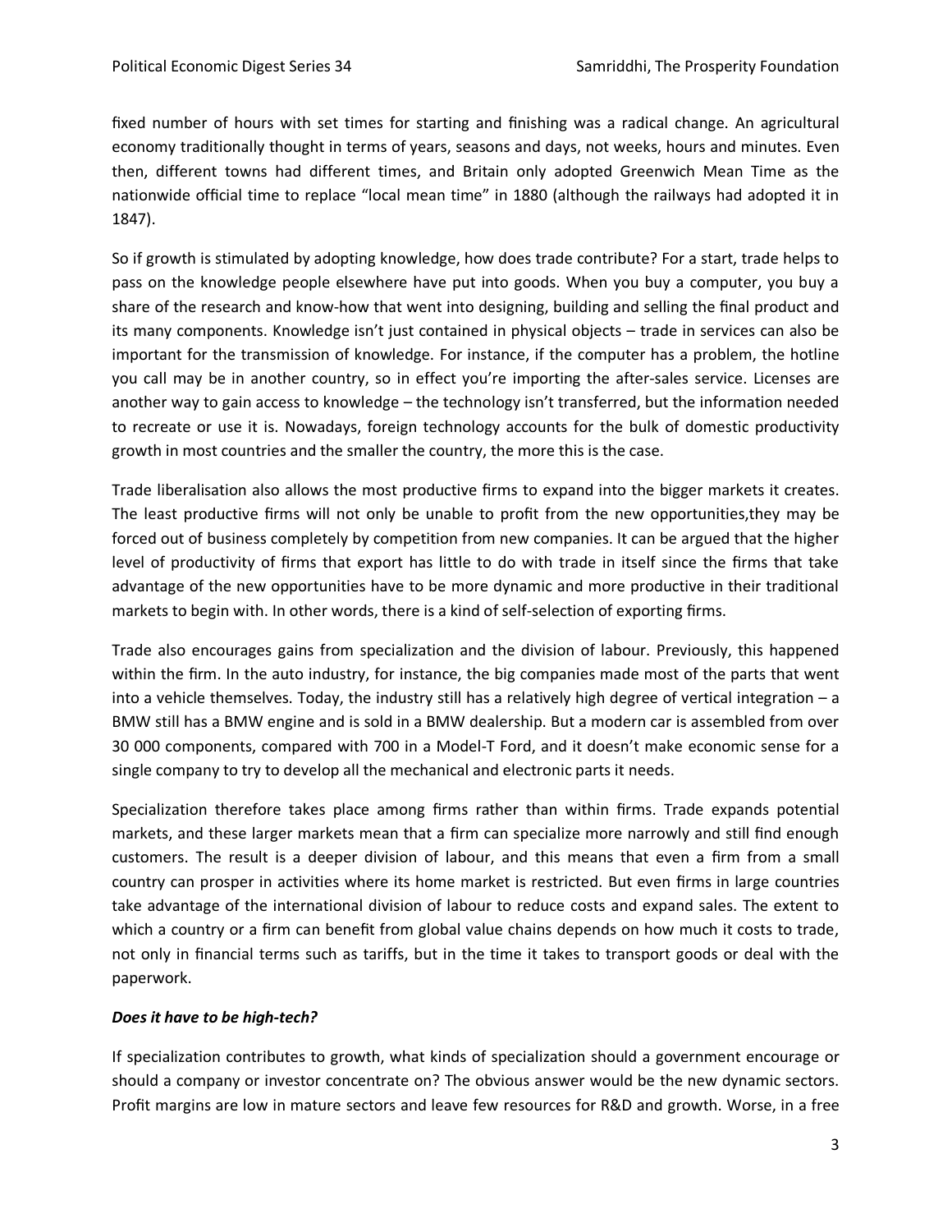fixed number of hours with set times for starting and finishing was a radical change. An agricultural economy traditionally thought in terms of years, seasons and days, not weeks, hours and minutes. Even then, different towns had different times, and Britain only adopted Greenwich Mean Time as the nationwide official time to replace "local mean time" in 1880 (although the railways had adopted it in 1847).

So if growth is stimulated by adopting knowledge, how does trade contribute? For a start, trade helps to pass on the knowledge people elsewhere have put into goods. When you buy a computer, you buy a share of the research and know-how that went into designing, building and selling the final product and its many components. Knowledge isn't just contained in physical objects – trade in services can also be important for the transmission of knowledge. For instance, if the computer has a problem, the hotline you call may be in another country, so in effect you're importing the after-sales service. Licenses are another way to gain access to knowledge – the technology isn't transferred, but the information needed to recreate or use it is. Nowadays, foreign technology accounts for the bulk of domestic productivity growth in most countries and the smaller the country, the more this is the case.

Trade liberalisation also allows the most productive firms to expand into the bigger markets it creates. The least productive firms will not only be unable to profit from the new opportunities,they may be forced out of business completely by competition from new companies. It can be argued that the higher level of productivity of firms that export has little to do with trade in itself since the firms that take advantage of the new opportunities have to be more dynamic and more productive in their traditional markets to begin with. In other words, there is a kind of self-selection of exporting firms.

Trade also encourages gains from specialization and the division of labour. Previously, this happened within the firm. In the auto industry, for instance, the big companies made most of the parts that went into a vehicle themselves. Today, the industry still has a relatively high degree of vertical integration – a BMW still has a BMW engine and is sold in a BMW dealership. But a modern car is assembled from over 30 000 components, compared with 700 in a Model-T Ford, and it doesn't make economic sense for a single company to try to develop all the mechanical and electronic parts it needs.

Specialization therefore takes place among firms rather than within firms. Trade expands potential markets, and these larger markets mean that a firm can specialize more narrowly and still find enough customers. The result is a deeper division of labour, and this means that even a firm from a small country can prosper in activities where its home market is restricted. But even firms in large countries take advantage of the international division of labour to reduce costs and expand sales. The extent to which a country or a firm can benefit from global value chains depends on how much it costs to trade, not only in financial terms such as tariffs, but in the time it takes to transport goods or deal with the paperwork.

***Does it have to be high-tech?***

If specialization contributes to growth, what kinds of specialization should a government encourage or should a company or investor concentrate on? The obvious answer would be the new dynamic sectors. Profit margins are low in mature sectors and leave few resources for R&D and growth. Worse, in a free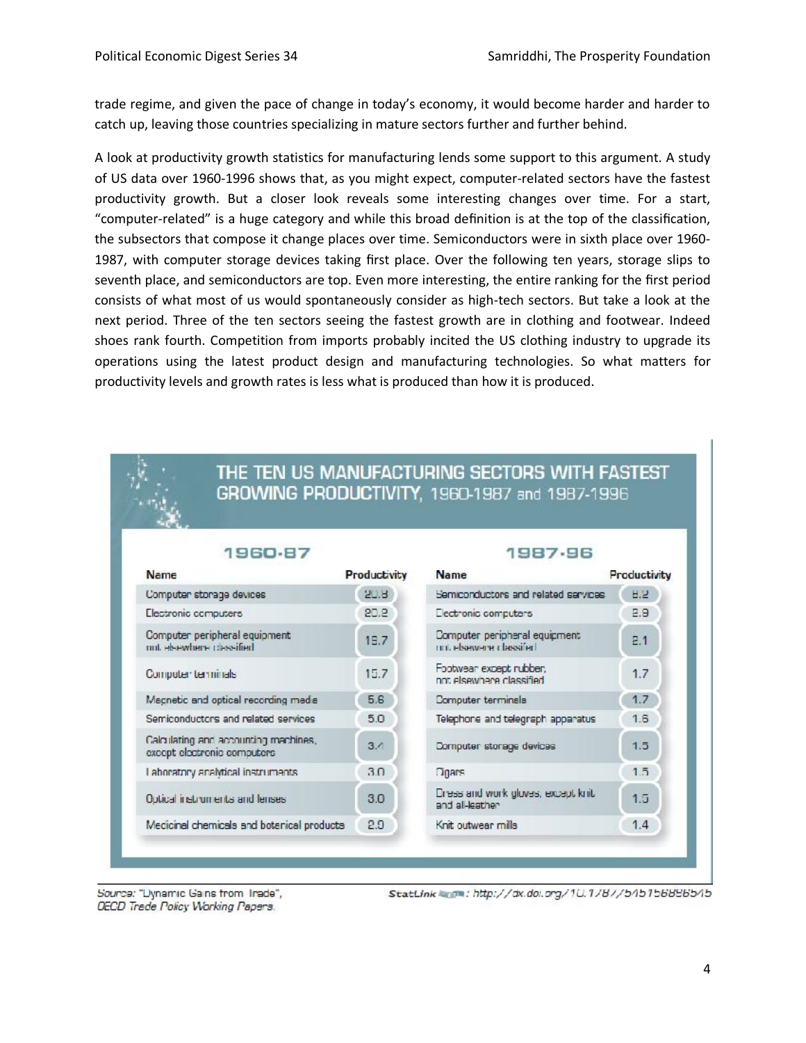trade regime, and given the pace of change in today's economy, it would become harder and harder to catch up, leaving those countries specializing in mature sectors further and further behind.

A look at productivity growth statistics for manufacturing lends some support to this argument. A study of US data over 1960-1996 shows that, as you might expect, computer-related sectors have the fastest productivity growth. But a closer look reveals some interesting changes over time. For a start, "computer-related" is a huge category and while this broad definition is at the top of the classification, the subsectors that compose it change places over time. Semiconductors were in sixth place over 1960-1987, with computer storage devices taking first place. Over the following ten years, storage slips to seventh place, and semiconductors are top. Even more interesting, the entire ranking for the first period consists of what most of us would spontaneously consider as high-tech sectors. But take a look at the next period. Three of the ten sectors seeing the fastest growth are in clothing and footwear. Indeed shoes rank fourth. Competition from imports probably incited the US clothing industry to upgrade its operations using the latest product design and manufacturing technologies. So what matters for productivity levels and growth rates is less what is produced than how it is produced.

**THE TEN US MANUFACTURING SECTORS WITH FASTEST GROWING PRODUCTIVITY, 1960-1987 and 1987-1996**

| 1960-87 Name | Productivity | 1987-96 Name | Productivity |
|---|---|---|---|
| Computer storage devices | 20.8 | Semiconductors and related services | 8.2 |
| Electronic computers | 20.2 | Electronic computers | 2.9 |
| Computer peripheral equipment not elsewhere classified | 19.7 | Computer peripheral equipment not elsewere classified | 2.1 |
| Computer terminals | 15.7 | Footwear except rubber, not elsewhere classified | 1.7 |
| Magnetic and optical recording media | 5.6 | Computer terminals | 1.7 |
| Semiconductors and related services | 5.0 | Telephone and telegraph apparatus | 1.6 |
| Calculating and accounting machines, except electronic computers | 3.4 | Computer storage devices | 1.5 |
| Laboratory analytical instruments | 3.0 | Cigars | 1.5 |
| Optical instruments and lenses | 3.0 | Dress and work gloves, except knit and all-leather | 1.5 |
| Medicinal chemicals and botanical products | 2.9 | Knit outwear mills | 1.4 |

Source: "Dynamic Gains from Trade", *OECD Trade Policy Working Papers*.

StatLink: http://dx.doi.org/10.1787/545156886545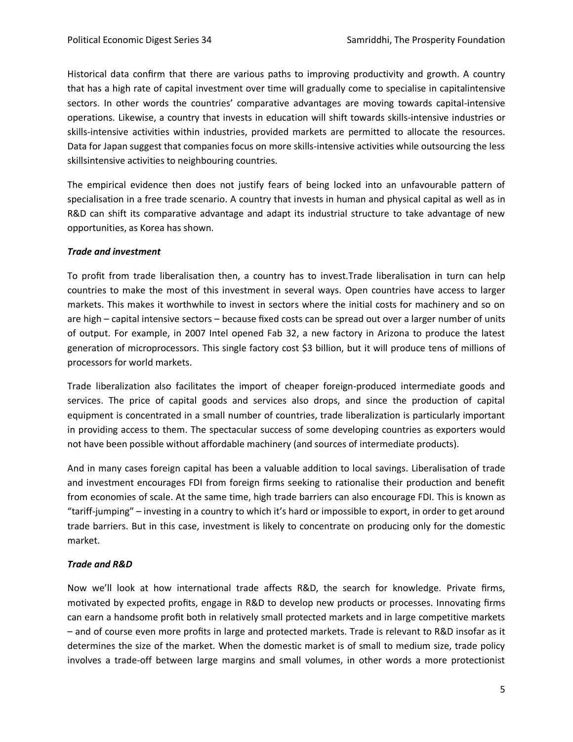Historical data confirm that there are various paths to improving productivity and growth. A country that has a high rate of capital investment over time will gradually come to specialise in capitalintensive sectors. In other words the countries' comparative advantages are moving towards capital-intensive operations. Likewise, a country that invests in education will shift towards skills-intensive industries or skills-intensive activities within industries, provided markets are permitted to allocate the resources. Data for Japan suggest that companies focus on more skills-intensive activities while outsourcing the less skillsintensive activities to neighbouring countries.

The empirical evidence then does not justify fears of being locked into an unfavourable pattern of specialisation in a free trade scenario. A country that invests in human and physical capital as well as in R&D can shift its comparative advantage and adapt its industrial structure to take advantage of new opportunities, as Korea has shown.

***Trade and investment***

To profit from trade liberalisation then, a country has to invest.Trade liberalisation in turn can help countries to make the most of this investment in several ways. Open countries have access to larger markets. This makes it worthwhile to invest in sectors where the initial costs for machinery and so on are high – capital intensive sectors – because fixed costs can be spread out over a larger number of units of output. For example, in 2007 Intel opened Fab 32, a new factory in Arizona to produce the latest generation of microprocessors. This single factory cost $3 billion, but it will produce tens of millions of processors for world markets.

Trade liberalization also facilitates the import of cheaper foreign-produced intermediate goods and services. The price of capital goods and services also drops, and since the production of capital equipment is concentrated in a small number of countries, trade liberalization is particularly important in providing access to them. The spectacular success of some developing countries as exporters would not have been possible without affordable machinery (and sources of intermediate products).

And in many cases foreign capital has been a valuable addition to local savings. Liberalisation of trade and investment encourages FDI from foreign firms seeking to rationalise their production and benefit from economies of scale. At the same time, high trade barriers can also encourage FDI. This is known as "tariff-jumping" – investing in a country to which it's hard or impossible to export, in order to get around trade barriers. But in this case, investment is likely to concentrate on producing only for the domestic market.

***Trade and R&D***

Now we'll look at how international trade affects R&D, the search for knowledge. Private firms, motivated by expected profits, engage in R&D to develop new products or processes. Innovating firms can earn a handsome profit both in relatively small protected markets and in large competitive markets – and of course even more profits in large and protected markets. Trade is relevant to R&D insofar as it determines the size of the market. When the domestic market is of small to medium size, trade policy involves a trade-off between large margins and small volumes, in other words a more protectionist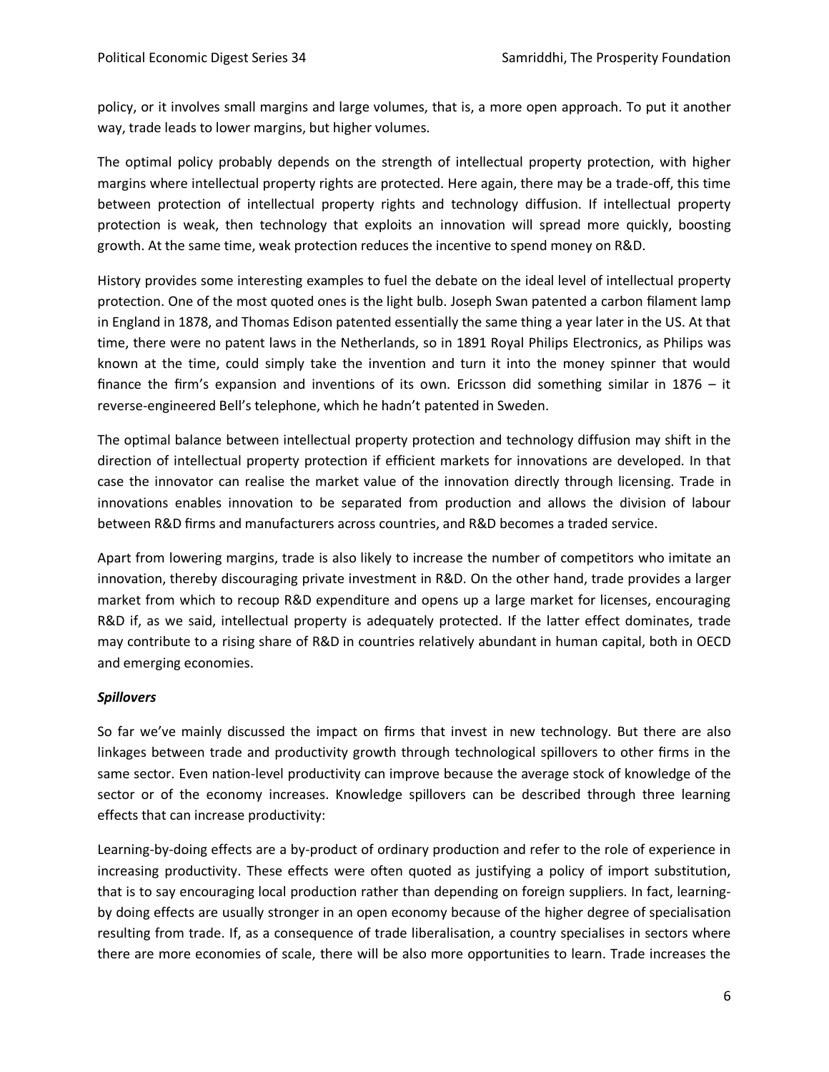policy, or it involves small margins and large volumes, that is, a more open approach. To put it another way, trade leads to lower margins, but higher volumes.

The optimal policy probably depends on the strength of intellectual property protection, with higher margins where intellectual property rights are protected. Here again, there may be a trade-off, this time between protection of intellectual property rights and technology diffusion. If intellectual property protection is weak, then technology that exploits an innovation will spread more quickly, boosting growth. At the same time, weak protection reduces the incentive to spend money on R&D.

History provides some interesting examples to fuel the debate on the ideal level of intellectual property protection. One of the most quoted ones is the light bulb. Joseph Swan patented a carbon filament lamp in England in 1878, and Thomas Edison patented essentially the same thing a year later in the US. At that time, there were no patent laws in the Netherlands, so in 1891 Royal Philips Electronics, as Philips was known at the time, could simply take the invention and turn it into the money spinner that would finance the firm's expansion and inventions of its own. Ericsson did something similar in 1876 – it reverse-engineered Bell's telephone, which he hadn't patented in Sweden.

The optimal balance between intellectual property protection and technology diffusion may shift in the direction of intellectual property protection if efficient markets for innovations are developed. In that case the innovator can realise the market value of the innovation directly through licensing. Trade in innovations enables innovation to be separated from production and allows the division of labour between R&D firms and manufacturers across countries, and R&D becomes a traded service.

Apart from lowering margins, trade is also likely to increase the number of competitors who imitate an innovation, thereby discouraging private investment in R&D. On the other hand, trade provides a larger market from which to recoup R&D expenditure and opens up a large market for licenses, encouraging R&D if, as we said, intellectual property is adequately protected. If the latter effect dominates, trade may contribute to a rising share of R&D in countries relatively abundant in human capital, both in OECD and emerging economies.

***Spillovers***

So far we've mainly discussed the impact on firms that invest in new technology. But there are also linkages between trade and productivity growth through technological spillovers to other firms in the same sector. Even nation-level productivity can improve because the average stock of knowledge of the sector or of the economy increases. Knowledge spillovers can be described through three learning effects that can increase productivity:

Learning-by-doing effects are a by-product of ordinary production and refer to the role of experience in increasing productivity. These effects were often quoted as justifying a policy of import substitution, that is to say encouraging local production rather than depending on foreign suppliers. In fact, learning-by doing effects are usually stronger in an open economy because of the higher degree of specialisation resulting from trade. If, as a consequence of trade liberalisation, a country specialises in sectors where there are more economies of scale, there will be also more opportunities to learn. Trade increases the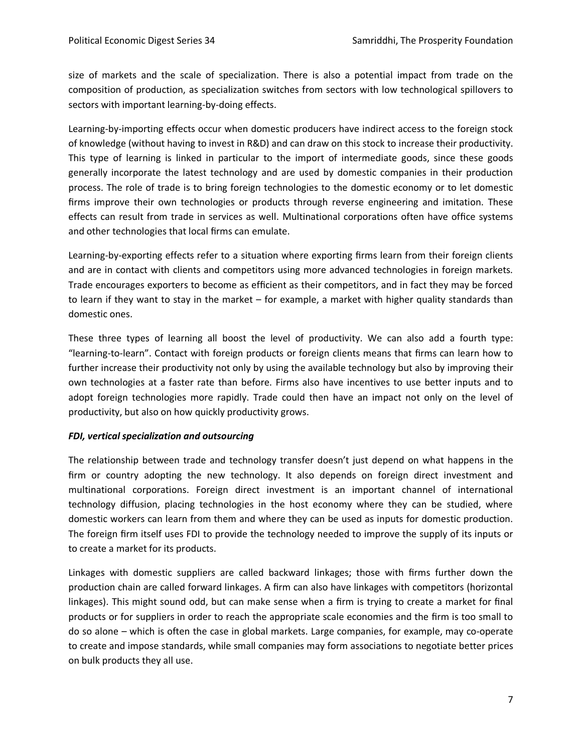size of markets and the scale of specialization. There is also a potential impact from trade on the composition of production, as specialization switches from sectors with low technological spillovers to sectors with important learning-by-doing effects.

Learning-by-importing effects occur when domestic producers have indirect access to the foreign stock of knowledge (without having to invest in R&D) and can draw on this stock to increase their productivity. This type of learning is linked in particular to the import of intermediate goods, since these goods generally incorporate the latest technology and are used by domestic companies in their production process. The role of trade is to bring foreign technologies to the domestic economy or to let domestic firms improve their own technologies or products through reverse engineering and imitation. These effects can result from trade in services as well. Multinational corporations often have office systems and other technologies that local firms can emulate.

Learning-by-exporting effects refer to a situation where exporting firms learn from their foreign clients and are in contact with clients and competitors using more advanced technologies in foreign markets. Trade encourages exporters to become as efficient as their competitors, and in fact they may be forced to learn if they want to stay in the market – for example, a market with higher quality standards than domestic ones.

These three types of learning all boost the level of productivity. We can also add a fourth type: "learning-to-learn". Contact with foreign products or foreign clients means that firms can learn how to further increase their productivity not only by using the available technology but also by improving their own technologies at a faster rate than before. Firms also have incentives to use better inputs and to adopt foreign technologies more rapidly. Trade could then have an impact not only on the level of productivity, but also on how quickly productivity grows.

***FDI, vertical specialization and outsourcing***

The relationship between trade and technology transfer doesn't just depend on what happens in the firm or country adopting the new technology. It also depends on foreign direct investment and multinational corporations. Foreign direct investment is an important channel of international technology diffusion, placing technologies in the host economy where they can be studied, where domestic workers can learn from them and where they can be used as inputs for domestic production. The foreign firm itself uses FDI to provide the technology needed to improve the supply of its inputs or to create a market for its products.

Linkages with domestic suppliers are called backward linkages; those with firms further down the production chain are called forward linkages. A firm can also have linkages with competitors (horizontal linkages). This might sound odd, but can make sense when a firm is trying to create a market for final products or for suppliers in order to reach the appropriate scale economies and the firm is too small to do so alone – which is often the case in global markets. Large companies, for example, may co-operate to create and impose standards, while small companies may form associations to negotiate better prices on bulk products they all use.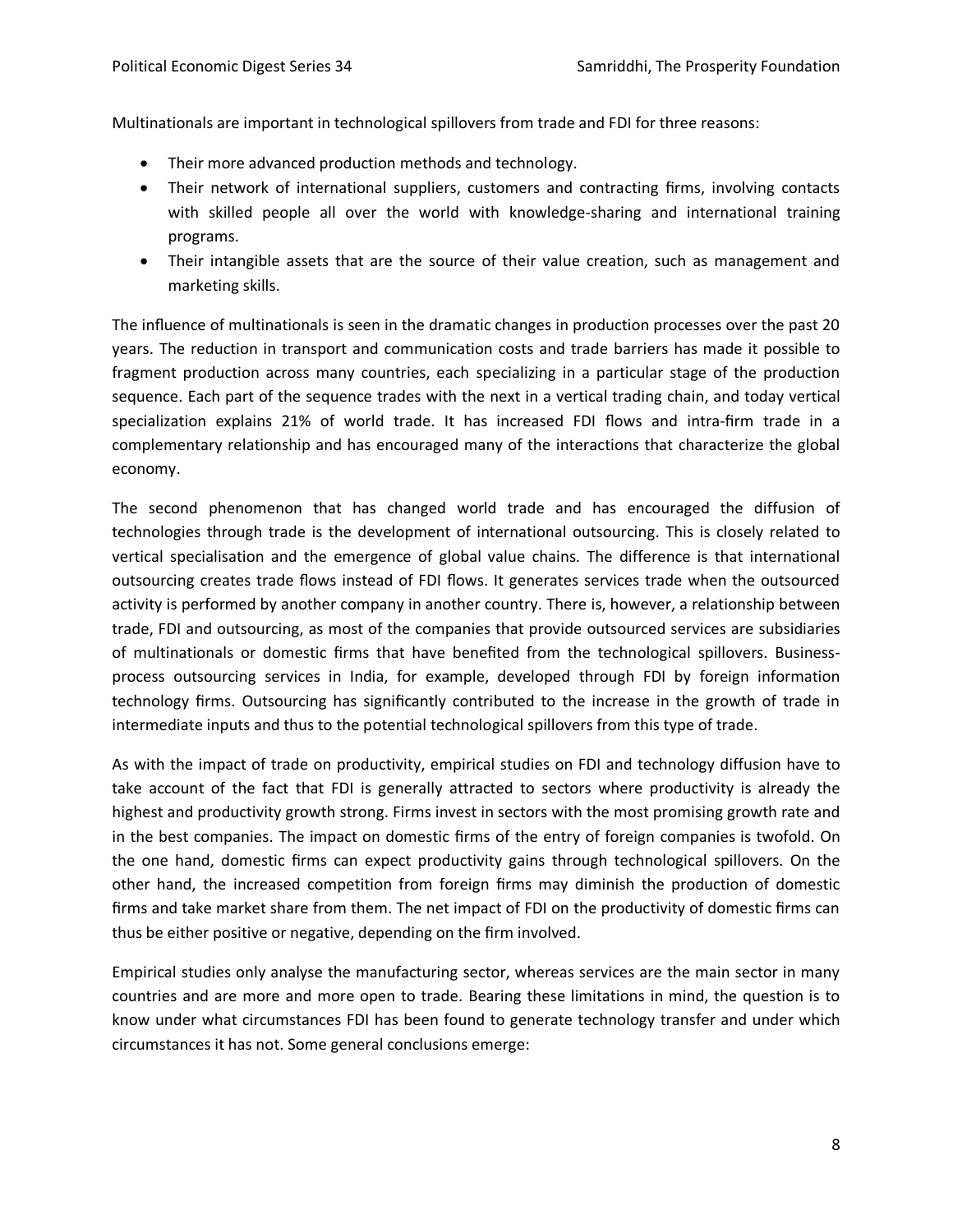Multinationals are important in technological spillovers from trade and FDI for three reasons:

- Their more advanced production methods and technology.
- Their network of international suppliers, customers and contracting firms, involving contacts with skilled people all over the world with knowledge-sharing and international training programs.
- Their intangible assets that are the source of their value creation, such as management and marketing skills.

The influence of multinationals is seen in the dramatic changes in production processes over the past 20 years. The reduction in transport and communication costs and trade barriers has made it possible to fragment production across many countries, each specializing in a particular stage of the production sequence. Each part of the sequence trades with the next in a vertical trading chain, and today vertical specialization explains 21% of world trade. It has increased FDI flows and intra-firm trade in a complementary relationship and has encouraged many of the interactions that characterize the global economy.

The second phenomenon that has changed world trade and has encouraged the diffusion of technologies through trade is the development of international outsourcing. This is closely related to vertical specialisation and the emergence of global value chains. The difference is that international outsourcing creates trade flows instead of FDI flows. It generates services trade when the outsourced activity is performed by another company in another country. There is, however, a relationship between trade, FDI and outsourcing, as most of the companies that provide outsourced services are subsidiaries of multinationals or domestic firms that have benefited from the technological spillovers. Business-process outsourcing services in India, for example, developed through FDI by foreign information technology firms. Outsourcing has significantly contributed to the increase in the growth of trade in intermediate inputs and thus to the potential technological spillovers from this type of trade.

As with the impact of trade on productivity, empirical studies on FDI and technology diffusion have to take account of the fact that FDI is generally attracted to sectors where productivity is already the highest and productivity growth strong. Firms invest in sectors with the most promising growth rate and in the best companies. The impact on domestic firms of the entry of foreign companies is twofold. On the one hand, domestic firms can expect productivity gains through technological spillovers. On the other hand, the increased competition from foreign firms may diminish the production of domestic firms and take market share from them. The net impact of FDI on the productivity of domestic firms can thus be either positive or negative, depending on the firm involved.

Empirical studies only analyse the manufacturing sector, whereas services are the main sector in many countries and are more and more open to trade. Bearing these limitations in mind, the question is to know under what circumstances FDI has been found to generate technology transfer and under which circumstances it has not. Some general conclusions emerge: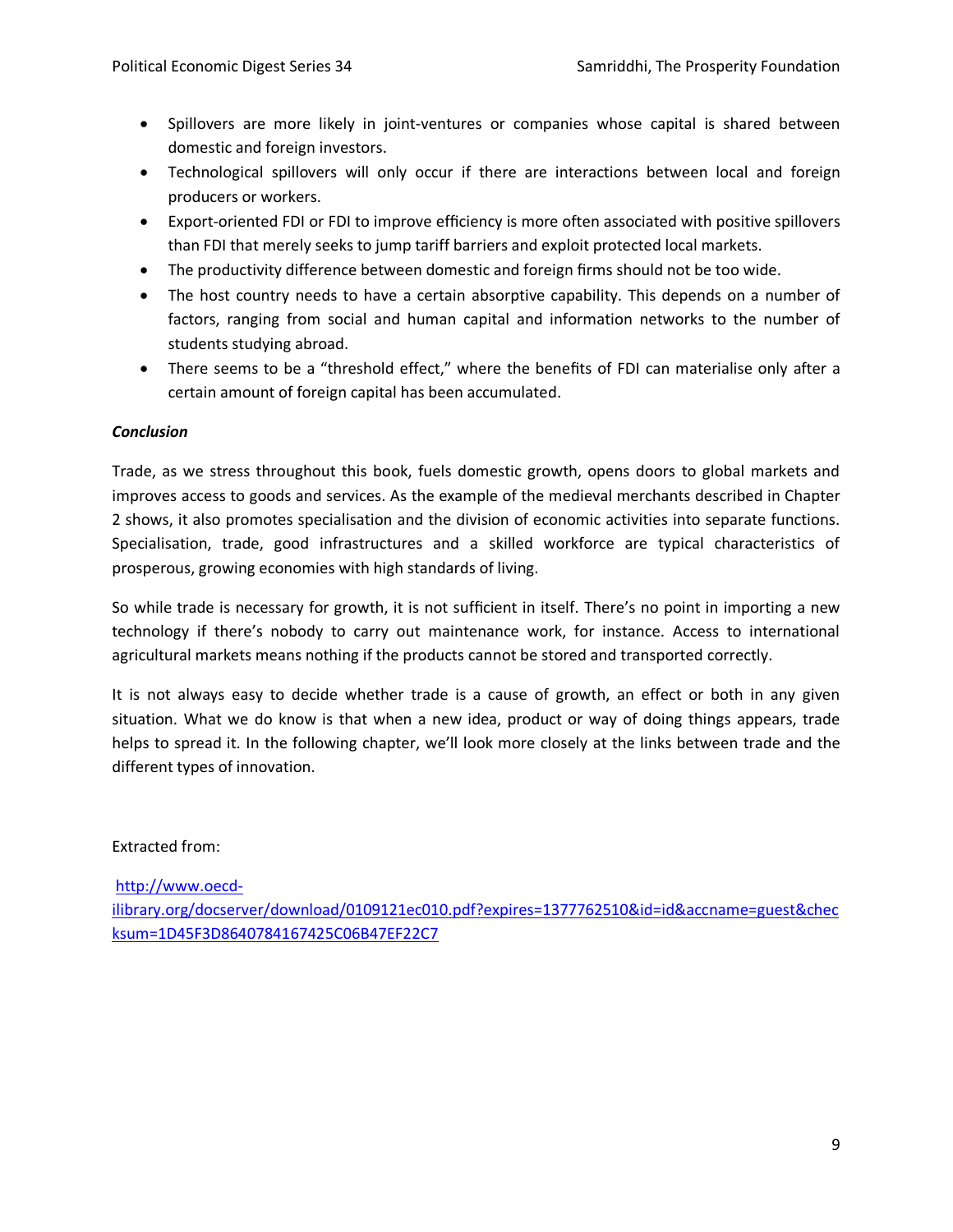- Spillovers are more likely in joint-ventures or companies whose capital is shared between domestic and foreign investors.
- Technological spillovers will only occur if there are interactions between local and foreign producers or workers.
- Export-oriented FDI or FDI to improve efficiency is more often associated with positive spillovers than FDI that merely seeks to jump tariff barriers and exploit protected local markets.
- The productivity difference between domestic and foreign firms should not be too wide.
- The host country needs to have a certain absorptive capability. This depends on a number of factors, ranging from social and human capital and information networks to the number of students studying abroad.
- There seems to be a "threshold effect," where the benefits of FDI can materialise only after a certain amount of foreign capital has been accumulated.

***Conclusion***

Trade, as we stress throughout this book, fuels domestic growth, opens doors to global markets and improves access to goods and services. As the example of the medieval merchants described in Chapter 2 shows, it also promotes specialisation and the division of economic activities into separate functions. Specialisation, trade, good infrastructures and a skilled workforce are typical characteristics of prosperous, growing economies with high standards of living.

So while trade is necessary for growth, it is not sufficient in itself. There's no point in importing a new technology if there's nobody to carry out maintenance work, for instance. Access to international agricultural markets means nothing if the products cannot be stored and transported correctly.

It is not always easy to decide whether trade is a cause of growth, an effect or both in any given situation. What we do know is that when a new idea, product or way of doing things appears, trade helps to spread it. In the following chapter, we'll look more closely at the links between trade and the different types of innovation.

Extracted from:

[http://www.oecd-ilibrary.org/docserver/download/0109121ec010.pdf?expires=1377762510&id=id&accname=guest&checksum=1D45F3D8640784167425C06B47EF22C7](http://www.oecd-ilibrary.org/docserver/download/0109121ec010.pdf?expires=1377762510&id=id&accname=guest&checksum=1D45F3D8640784167425C06B47EF22C7)